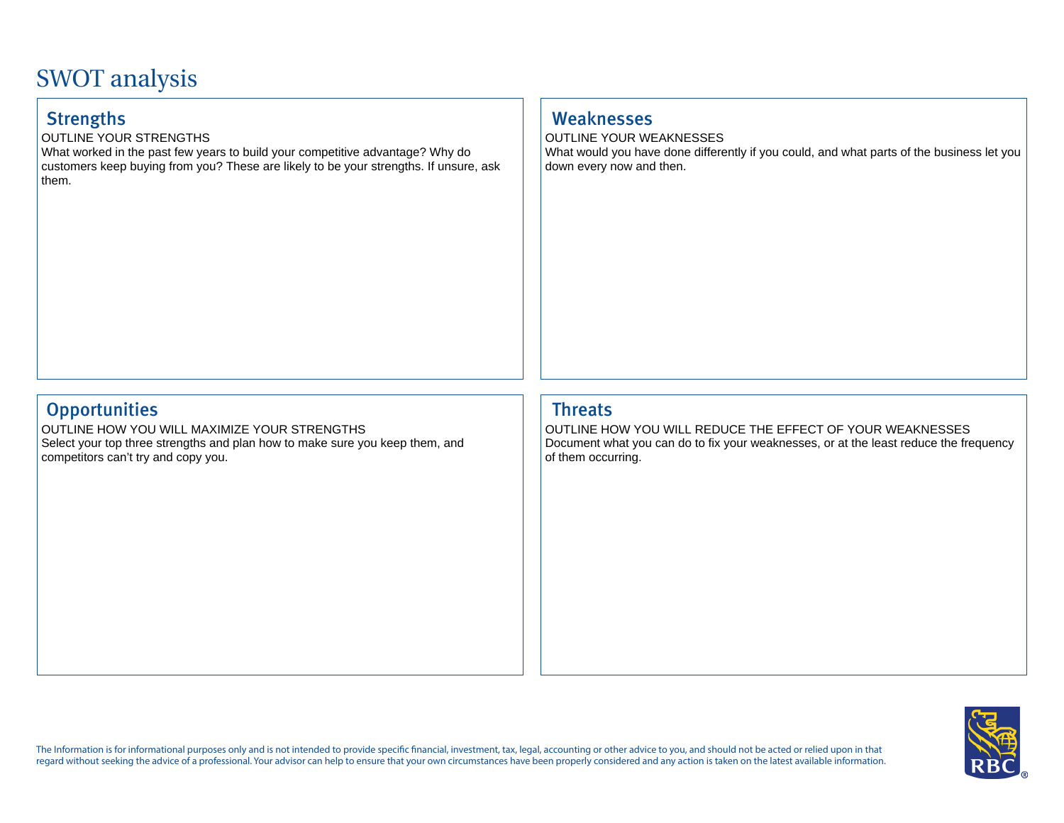# SWOT analysis

## Strengths

OUTLINE YOUR STRENGTHS

What worked in the past few years to build your competitive advantage? Why do customers keep buying from you? These are likely to be your strengths. If unsure, ask them.

## Weaknesses

OUTLINE YOUR WEAKNESSES

What would you have done differently if you could, and what parts of the business let you down every now and then.

## Opportunities

OUTLINE HOW YOU WILL MAXIMIZE YOUR STRENGTHS

Select your top three strengths and plan how to make sure you keep them, and competitors can't try and copy you.

## Threats

OUTLINE HOW YOU WILL REDUCE THE EFFECT OF YOUR WEAKNESSES

Document what you can do to fix your weaknesses, or at the least reduce the frequency of them occurring.

The Information is for informational purposes only and is not intended to provide specific financial, investment, tax, legal, accounting or other advice to you, and should not be acted or relied upon in that regard without seeking the advice of a professional. Your advisor can help to ensure that your own circumstances have been properly considered and any action is taken on the latest available information.

RBC®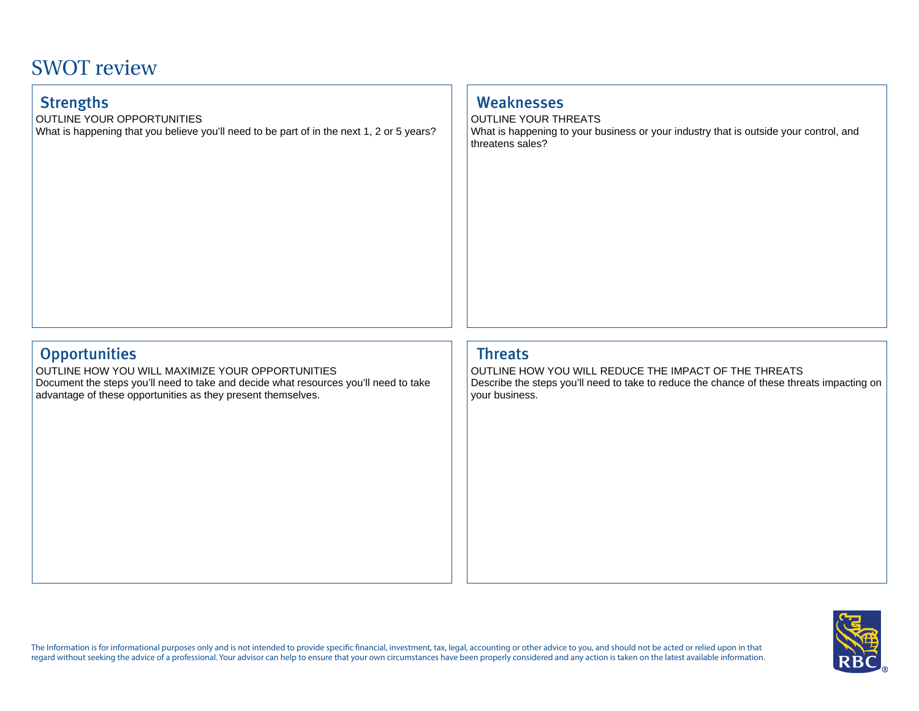# SWOT review

## Strengths

OUTLINE YOUR OPPORTUNITIES

What is happening that you believe you'll need to be part of in the next 1, 2 or 5 years?

## Weaknesses

OUTLINE YOUR THREATS

What is happening to your business or your industry that is outside your control, and threatens sales?

## Opportunities

OUTLINE HOW YOU WILL MAXIMIZE YOUR OPPORTUNITIES

Document the steps you'll need to take and decide what resources you'll need to take advantage of these opportunities as they present themselves.

## Threats

OUTLINE HOW YOU WILL REDUCE THE IMPACT OF THE THREATS

Describe the steps you'll need to take to reduce the chance of these threats impacting on your business.

The Information is for informational purposes only and is not intended to provide specific financial, investment, tax, legal, accounting or other advice to you, and should not be acted or relied upon in that regard without seeking the advice of a professional. Your advisor can help to ensure that your own circumstances have been properly considered and any action is taken on the latest available information.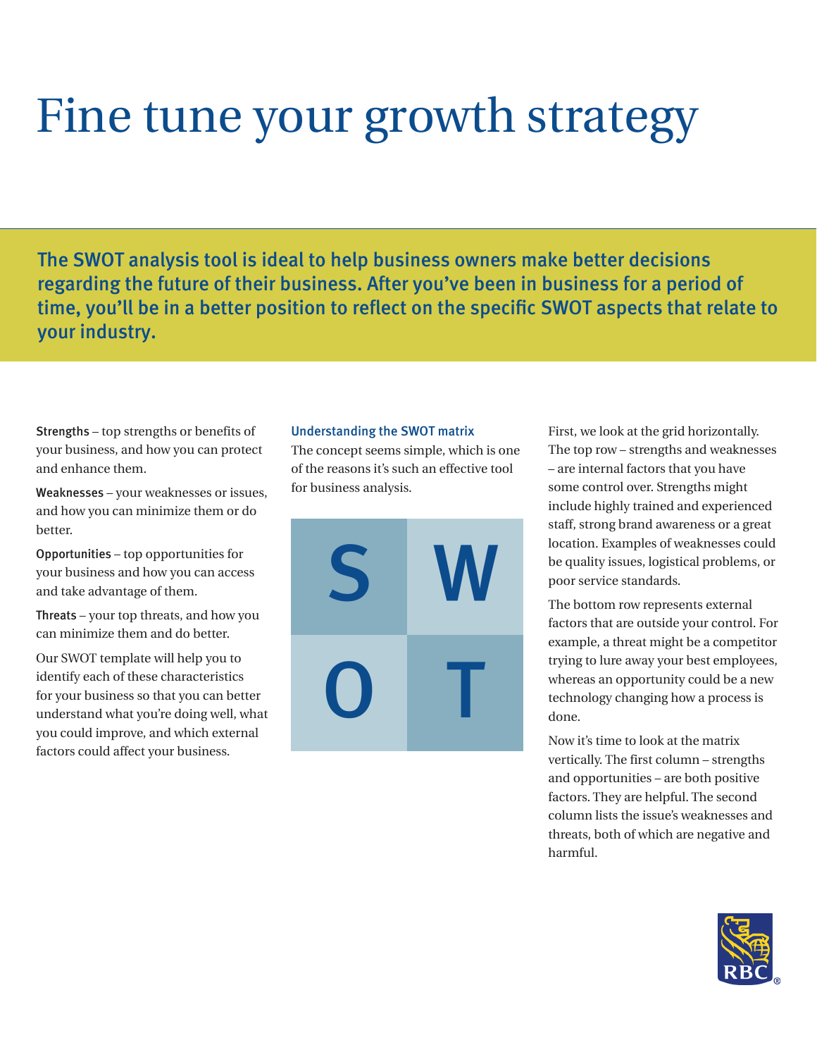# Fine tune your growth strategy

**The SWOT analysis tool is ideal to help business owners make better decisions regarding the future of their business. After you've been in business for a period of time, you'll be in a better position to reflect on the specific SWOT aspects that relate to your industry.**

Strengths – top strengths or benefits of your business, and how you can protect and enhance them.

Weaknesses – your weaknesses or issues, and how you can minimize them or do better.

Opportunities – top opportunities for your business and how you can access and take advantage of them.

Threats – your top threats, and how you can minimize them and do better.

Our SWOT template will help you to identify each of these characteristics for your business so that you can better understand what you're doing well, what you could improve, and which external factors could affect your business.

### Understanding the SWOT matrix

The concept seems simple, which is one of the reasons it's such an effective tool for business analysis.

| S | W |
|---|---|
| O | T |

First, we look at the grid horizontally. The top row – strengths and weaknesses – are internal factors that you have some control over. Strengths might include highly trained and experienced staff, strong brand awareness or a great location. Examples of weaknesses could be quality issues, logistical problems, or poor service standards.

The bottom row represents external factors that are outside your control. For example, a threat might be a competitor trying to lure away your best employees, whereas an opportunity could be a new technology changing how a process is done.

Now it's time to look at the matrix vertically. The first column – strengths and opportunities – are both positive factors. They are helpful. The second column lists the issue's weaknesses and threats, both of which are negative and harmful.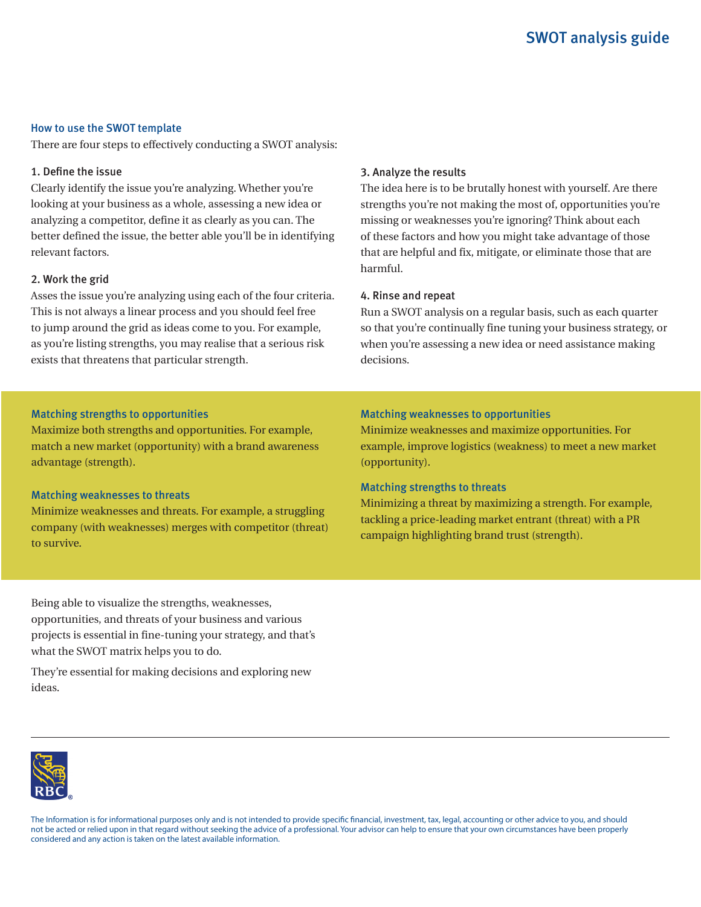## How to use the SWOT template

There are four steps to effectively conducting a SWOT analysis:

### 1. Define the issue

Clearly identify the issue you're analyzing. Whether you're looking at your business as a whole, assessing a new idea or analyzing a competitor, define it as clearly as you can. The better defined the issue, the better able you'll be in identifying relevant factors.

### 2. Work the grid

Asses the issue you're analyzing using each of the four criteria. This is not always a linear process and you should feel free to jump around the grid as ideas come to you. For example, as you're listing strengths, you may realise that a serious risk exists that threatens that particular strength.

### 3. Analyze the results

The idea here is to be brutally honest with yourself. Are there strengths you're not making the most of, opportunities you're missing or weaknesses you're ignoring? Think about each of these factors and how you might take advantage of those that are helpful and fix, mitigate, or eliminate those that are harmful.

### 4. Rinse and repeat

Run a SWOT analysis on a regular basis, such as each quarter so that you're continually fine tuning your business strategy, or when you're assessing a new idea or need assistance making decisions.

### Matching strengths to opportunities

Maximize both strengths and opportunities. For example, match a new market (opportunity) with a brand awareness advantage (strength).

### Matching weaknesses to threats

Minimize weaknesses and threats. For example, a struggling company (with weaknesses) merges with competitor (threat) to survive.

### Matching weaknesses to opportunities

Minimize weaknesses and maximize opportunities. For example, improve logistics (weakness) to meet a new market (opportunity).

### Matching strengths to threats

Minimizing a threat by maximizing a strength. For example, tackling a price-leading market entrant (threat) with a PR campaign highlighting brand trust (strength).

Being able to visualize the strengths, weaknesses, opportunities, and threats of your business and various projects is essential in fine-tuning your strategy, and that's what the SWOT matrix helps you to do.

They're essential for making decisions and exploring new ideas.

RBC®

The Information is for informational purposes only and is not intended to provide specific financial, investment, tax, legal, accounting or other advice to you, and should not be acted or relied upon in that regard without seeking the advice of a professional. Your advisor can help to ensure that your own circumstances have been properly considered and any action is taken on the latest available information.